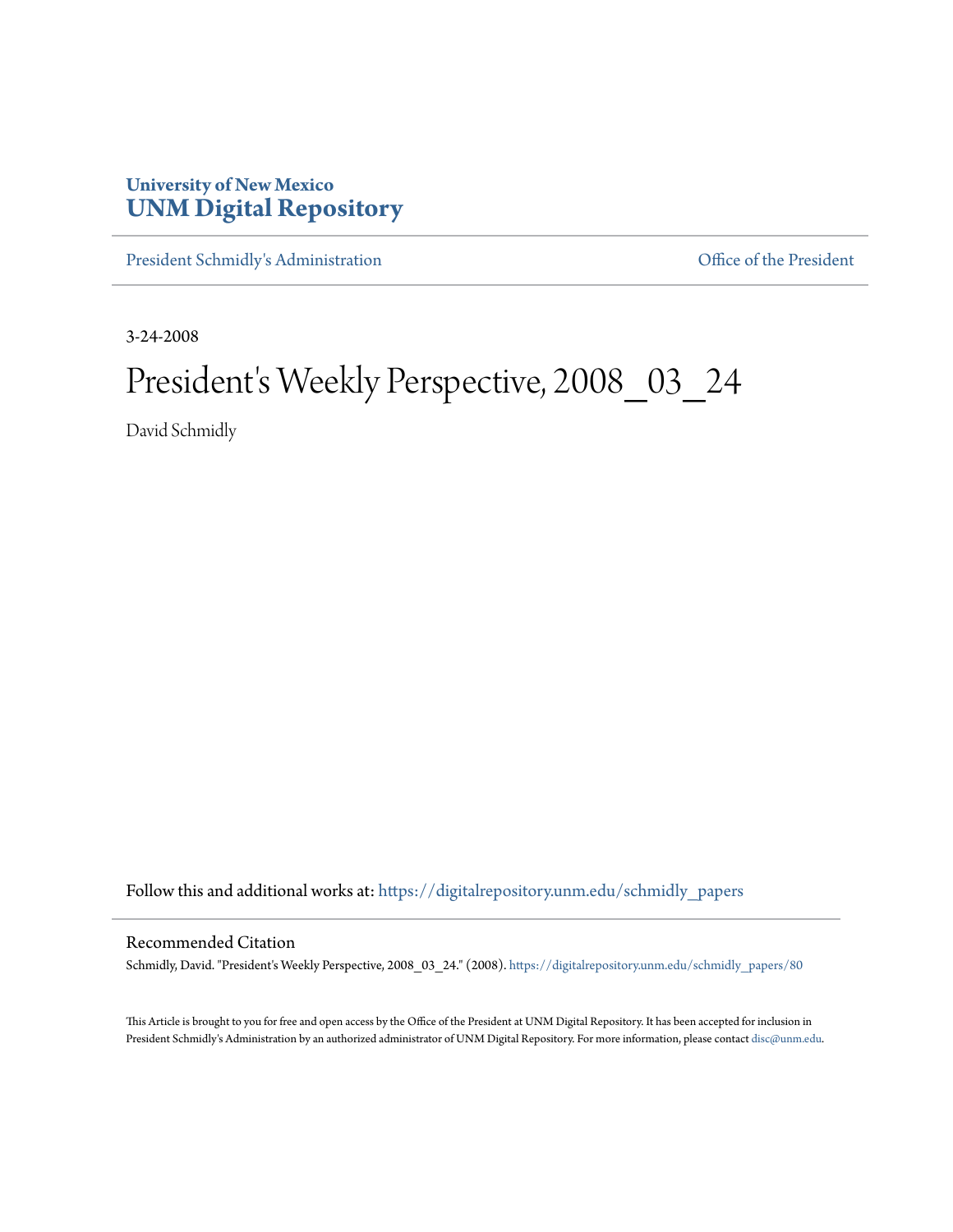University of New Mexico
**UNM Digital Repository**

President Schmidly's Administration | Office of the President

3-24-2008

# President's Weekly Perspective, 2008_03_24

David Schmidly

Follow this and additional works at: https://digitalrepository.unm.edu/schmidly_papers

## Recommended Citation

Schmidly, David. "President's Weekly Perspective, 2008_03_24." (2008). https://digitalrepository.unm.edu/schmidly_papers/80

This Article is brought to you for free and open access by the Office of the President at UNM Digital Repository. It has been accepted for inclusion in President Schmidly's Administration by an authorized administrator of UNM Digital Repository. For more information, please contact disc@unm.edu.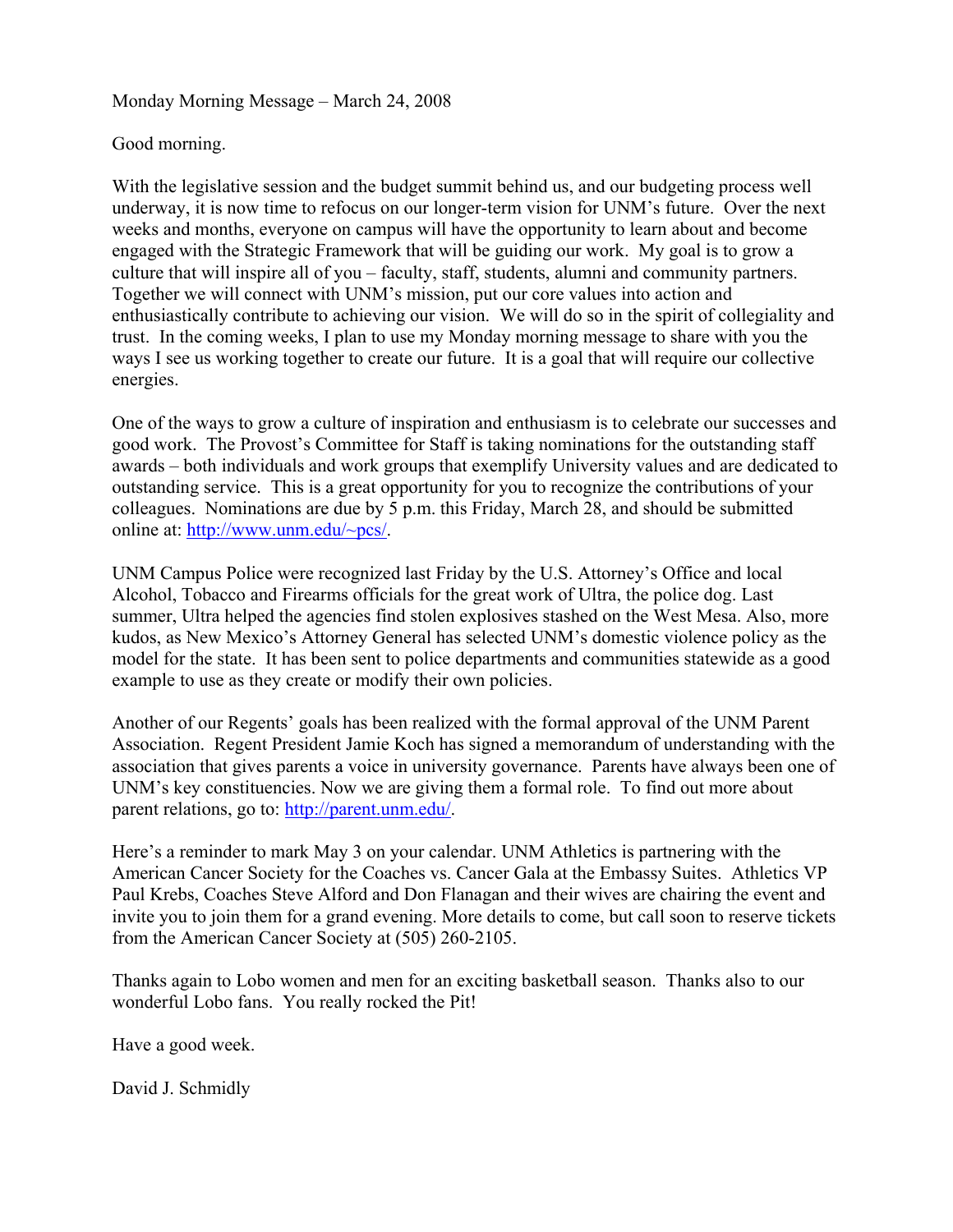Monday Morning Message – March 24, 2008

Good morning.

With the legislative session and the budget summit behind us, and our budgeting process well underway, it is now time to refocus on our longer-term vision for UNM's future. Over the next weeks and months, everyone on campus will have the opportunity to learn about and become engaged with the Strategic Framework that will be guiding our work. My goal is to grow a culture that will inspire all of you – faculty, staff, students, alumni and community partners. Together we will connect with UNM's mission, put our core values into action and enthusiastically contribute to achieving our vision. We will do so in the spirit of collegiality and trust. In the coming weeks, I plan to use my Monday morning message to share with you the ways I see us working together to create our future. It is a goal that will require our collective energies.

One of the ways to grow a culture of inspiration and enthusiasm is to celebrate our successes and good work. The Provost's Committee for Staff is taking nominations for the outstanding staff awards – both individuals and work groups that exemplify University values and are dedicated to outstanding service. This is a great opportunity for you to recognize the contributions of your colleagues. Nominations are due by 5 p.m. this Friday, March 28, and should be submitted online at: http://www.unm.edu/~pcs/.

UNM Campus Police were recognized last Friday by the U.S. Attorney's Office and local Alcohol, Tobacco and Firearms officials for the great work of Ultra, the police dog. Last summer, Ultra helped the agencies find stolen explosives stashed on the West Mesa. Also, more kudos, as New Mexico's Attorney General has selected UNM's domestic violence policy as the model for the state. It has been sent to police departments and communities statewide as a good example to use as they create or modify their own policies.

Another of our Regents' goals has been realized with the formal approval of the UNM Parent Association. Regent President Jamie Koch has signed a memorandum of understanding with the association that gives parents a voice in university governance. Parents have always been one of UNM's key constituencies. Now we are giving them a formal role. To find out more about parent relations, go to: http://parent.unm.edu/.

Here's a reminder to mark May 3 on your calendar. UNM Athletics is partnering with the American Cancer Society for the Coaches vs. Cancer Gala at the Embassy Suites. Athletics VP Paul Krebs, Coaches Steve Alford and Don Flanagan and their wives are chairing the event and invite you to join them for a grand evening. More details to come, but call soon to reserve tickets from the American Cancer Society at (505) 260-2105.

Thanks again to Lobo women and men for an exciting basketball season. Thanks also to our wonderful Lobo fans. You really rocked the Pit!

Have a good week.

David J. Schmidly